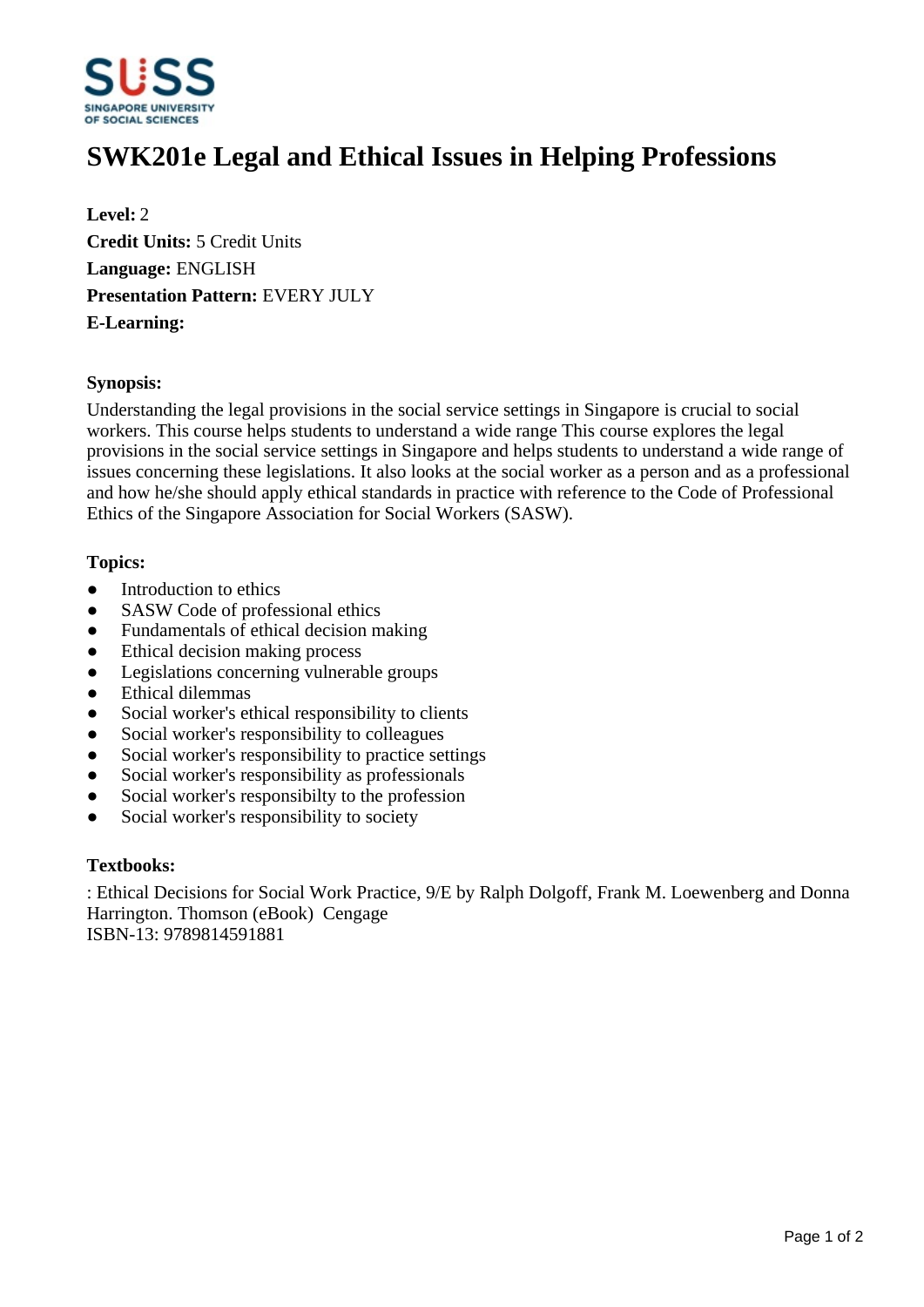# SWK201e Legal and Ethical Issues in Helping Professions

**Level:** 2
**Credit Units:** 5 Credit Units
**Language:** ENGLISH
**Presentation Pattern:** EVERY JULY
**E-Learning:**

### Synopsis:

Understanding the legal provisions in the social service settings in Singapore is crucial to social workers. This course helps students to understand a wide range This course explores the legal provisions in the social service settings in Singapore and helps students to understand a wide range of issues concerning these legislations. It also looks at the social worker as a person and as a professional and how he/she should apply ethical standards in practice with reference to the Code of Professional Ethics of the Singapore Association for Social Workers (SASW).

### Topics:

- Introduction to ethics
- SASW Code of professional ethics
- Fundamentals of ethical decision making
- Ethical decision making process
- Legislations concerning vulnerable groups
- Ethical dilemmas
- Social worker's ethical responsibility to clients
- Social worker's responsibility to colleagues
- Social worker's responsibility to practice settings
- Social worker's responsibility as professionals
- Social worker's responsibilty to the profession
- Social worker's responsibility to society

### Textbooks:

: Ethical Decisions for Social Work Practice, 9/E by Ralph Dolgoff, Frank M. Loewenberg and Donna Harrington. Thomson (eBook) Cengage
ISBN-13: 9789814591881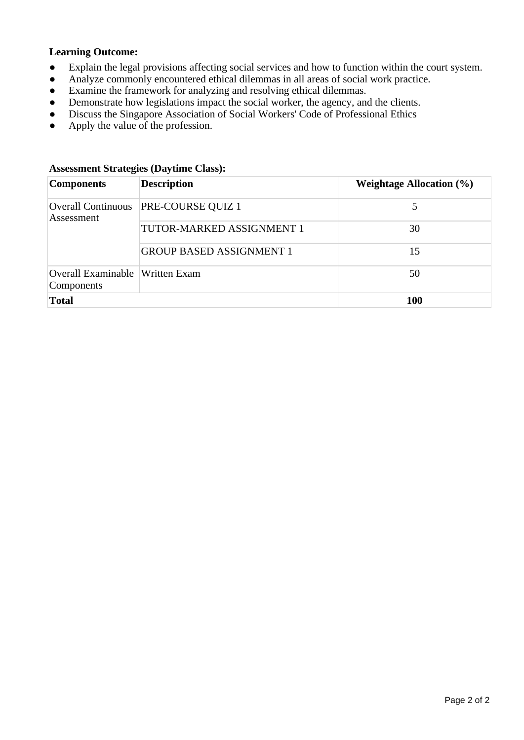**Learning Outcome:**

- Explain the legal provisions affecting social services and how to function within the court system.
- Analyze commonly encountered ethical dilemmas in all areas of social work practice.
- Examine the framework for analyzing and resolving ethical dilemmas.
- Demonstrate how legislations impact the social worker, the agency, and the clients.
- Discuss the Singapore Association of Social Workers' Code of Professional Ethics
- Apply the value of the profession.

**Assessment Strategies (Daytime Class):**

| Components | Description | Weightage Allocation (%) |
|---|---|---|
| Overall Continuous Assessment | PRE-COURSE QUIZ 1 | 5 |
| | TUTOR-MARKED ASSIGNMENT 1 | 30 |
| | GROUP BASED ASSIGNMENT 1 | 15 |
| Overall Examinable Components | Written Exam | 50 |
| **Total** | | **100** |